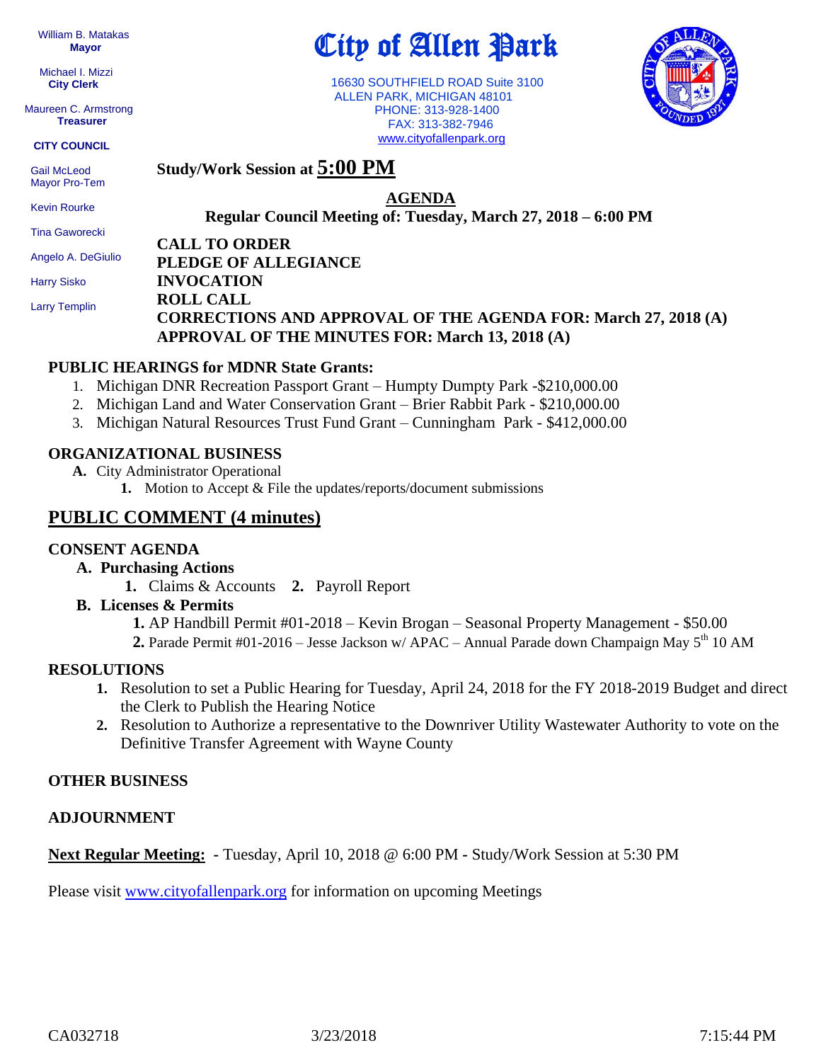William B. Matakas
**Mayor**

Michael I. Mizzi
**City Clerk**

Maureen C. Armstrong
**Treasurer**

**CITY COUNCIL**

Gail McLeod
Mayor Pro-Tem

Kevin Rourke

Tina Gaworecki

Angelo A. DeGiulio

Harry Sisko

Larry Templin

# City of Allen Park

16630 SOUTHFIELD ROAD Suite 3100
ALLEN PARK, MICHIGAN 48101
PHONE: 313-928-1400
FAX: 313-382-7946
www.cityofallenpark.org

**Study/Work Session at 5:00 PM**

## AGENDA

**Regular Council Meeting of: Tuesday, March 27, 2018 – 6:00 PM**

**CALL TO ORDER**
**PLEDGE OF ALLEGIANCE**
**INVOCATION**
**ROLL CALL**
**CORRECTIONS AND APPROVAL OF THE AGENDA FOR: March 27, 2018 (A)**
**APPROVAL OF THE MINUTES FOR: March 13, 2018 (A)**

### PUBLIC HEARINGS for MDNR State Grants:

1. Michigan DNR Recreation Passport Grant – Humpty Dumpty Park -$210,000.00
2. Michigan Land and Water Conservation Grant – Brier Rabbit Park - $210,000.00
3. Michigan Natural Resources Trust Fund Grant – Cunningham Park - $412,000.00

### ORGANIZATIONAL BUSINESS

**A.** City Administrator Operational

- **1.** Motion to Accept & File the updates/reports/document submissions

## PUBLIC COMMENT (4 minutes)

### CONSENT AGENDA

**A. Purchasing Actions**

- **1.** Claims & Accounts **2.** Payroll Report

**B. Licenses & Permits**

- **1.** AP Handbill Permit #01-2018 – Kevin Brogan – Seasonal Property Management - $50.00
- **2.** Parade Permit #01-2016 – Jesse Jackson w/ APAC – Annual Parade down Champaign May 5th 10 AM

### RESOLUTIONS

1. Resolution to set a Public Hearing for Tuesday, April 24, 2018 for the FY 2018-2019 Budget and direct the Clerk to Publish the Hearing Notice
2. Resolution to Authorize a representative to the Downriver Utility Wastewater Authority to vote on the Definitive Transfer Agreement with Wayne County

### OTHER BUSINESS

### ADJOURNMENT

**Next Regular Meeting:** - Tuesday, April 10, 2018 @ 6:00 PM - Study/Work Session at 5:30 PM

Please visit www.cityofallenpark.org for information on upcoming Meetings

CA032718 3/23/2018 7:15:44 PM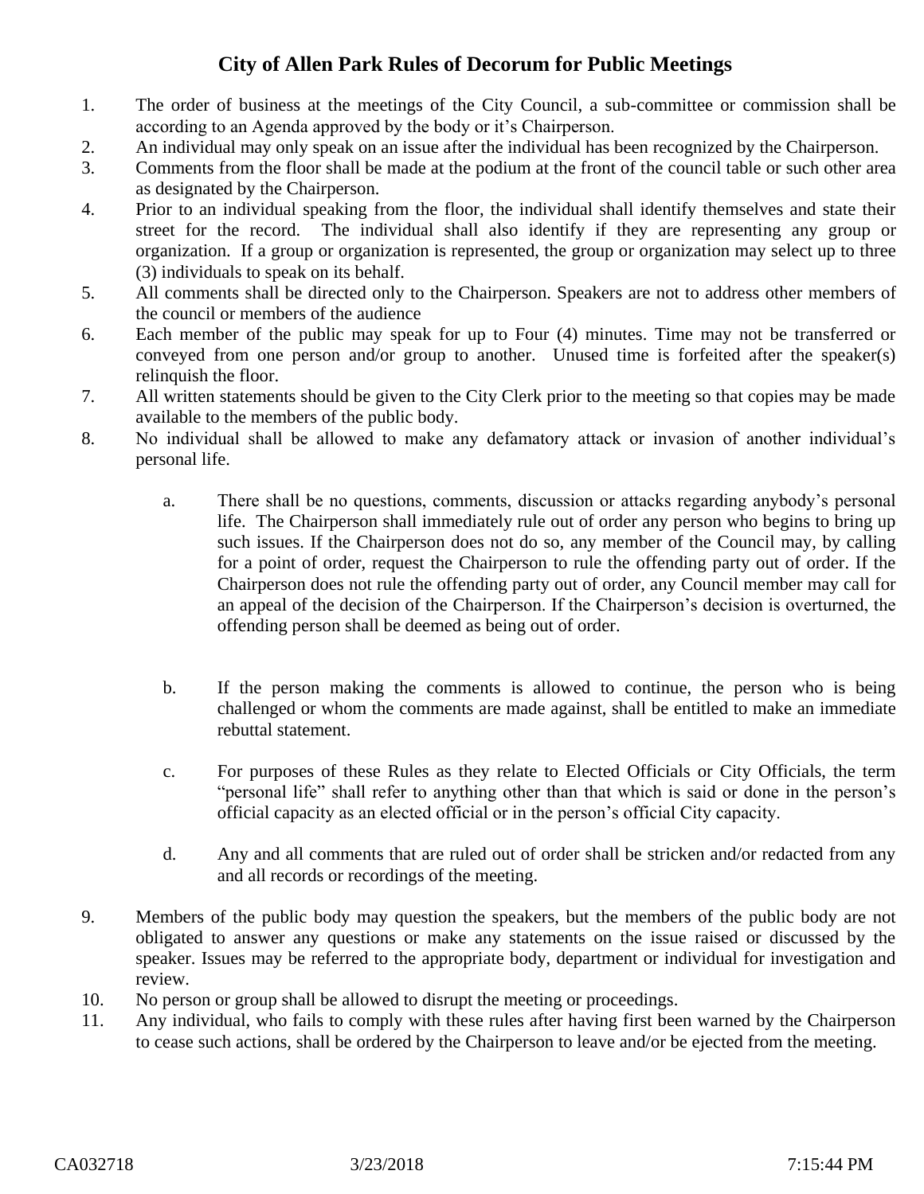# City of Allen Park Rules of Decorum for Public Meetings

1. The order of business at the meetings of the City Council, a sub-committee or commission shall be according to an Agenda approved by the body or it's Chairperson.
2. An individual may only speak on an issue after the individual has been recognized by the Chairperson.
3. Comments from the floor shall be made at the podium at the front of the council table or such other area as designated by the Chairperson.
4. Prior to an individual speaking from the floor, the individual shall identify themselves and state their street for the record. The individual shall also identify if they are representing any group or organization. If a group or organization is represented, the group or organization may select up to three (3) individuals to speak on its behalf.
5. All comments shall be directed only to the Chairperson. Speakers are not to address other members of the council or members of the audience
6. Each member of the public may speak for up to Four (4) minutes. Time may not be transferred or conveyed from one person and/or group to another. Unused time is forfeited after the speaker(s) relinquish the floor.
7. All written statements should be given to the City Clerk prior to the meeting so that copies may be made available to the members of the public body.
8. No individual shall be allowed to make any defamatory attack or invasion of another individual's personal life.

   a. There shall be no questions, comments, discussion or attacks regarding anybody's personal life. The Chairperson shall immediately rule out of order any person who begins to bring up such issues. If the Chairperson does not do so, any member of the Council may, by calling for a point of order, request the Chairperson to rule the offending party out of order. If the Chairperson does not rule the offending party out of order, any Council member may call for an appeal of the decision of the Chairperson. If the Chairperson's decision is overturned, the offending person shall be deemed as being out of order.

   b. If the person making the comments is allowed to continue, the person who is being challenged or whom the comments are made against, shall be entitled to make an immediate rebuttal statement.

   c. For purposes of these Rules as they relate to Elected Officials or City Officials, the term "personal life" shall refer to anything other than that which is said or done in the person's official capacity as an elected official or in the person's official City capacity.

   d. Any and all comments that are ruled out of order shall be stricken and/or redacted from any and all records or recordings of the meeting.

9. Members of the public body may question the speakers, but the members of the public body are not obligated to answer any questions or make any statements on the issue raised or discussed by the speaker. Issues may be referred to the appropriate body, department or individual for investigation and review.
10. No person or group shall be allowed to disrupt the meeting or proceedings.
11. Any individual, who fails to comply with these rules after having first been warned by the Chairperson to cease such actions, shall be ordered by the Chairperson to leave and/or be ejected from the meeting.

CA032718 3/23/2018 7:15:44 PM